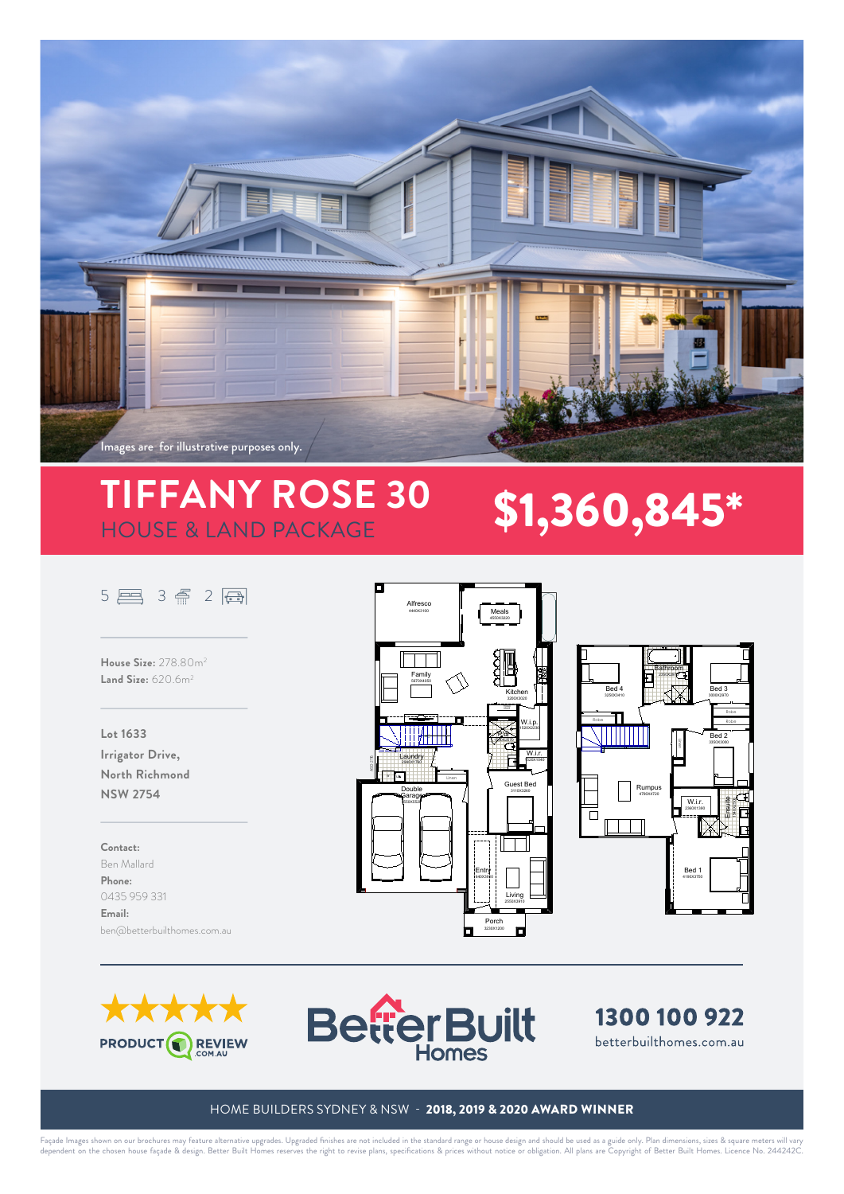Images are for illustrative purposes only.

# TIFFANY ROSE 30

## HOUSE & LAND PACKAGE

## $1,360,845*

5 | 3 | 2

**House Size:** 278.80m$^2$
**Land Size:** 620.6m$^2$

**Lot 1633**
**Irrigator Drive,**
**North Richmond**
**NSW 2754**

**Contact:**
Ben Mallard
**Phone:**
0435 959 331
**Email:**
ben@betterbuilthomes.com.au

Alfresco
Meals
Family
Kitchen
W.i.p.
W.i.r.
Laundry
Linen
Guest Bed
Double Garage
Entry
Living
Porch

Bathroom
Bed 4
Bed 3
Robe
Bed 2
Rumpus
W.i.r.
Ensuite
Bed 1

PRODUCT REVIEW .COM.AU

BetterBuilt Homes

**1300 100 922**
betterbuilthomes.com.au

HOME BUILDERS SYDNEY & NSW - **2018, 2019 & 2020 AWARD WINNER**

Façade Images shown on our brochures may feature alternative upgrades. Upgraded finishes are not included in the standard range or house design and should be used as a guide only. Plan dimensions, sizes & square meters will vary dependent on the chosen house façade & design. Better Built Homes reserves the right to revise plans, specifications & prices without notice or obligation. All plans are Copyright of Better Built Homes. Licence No. 244242C.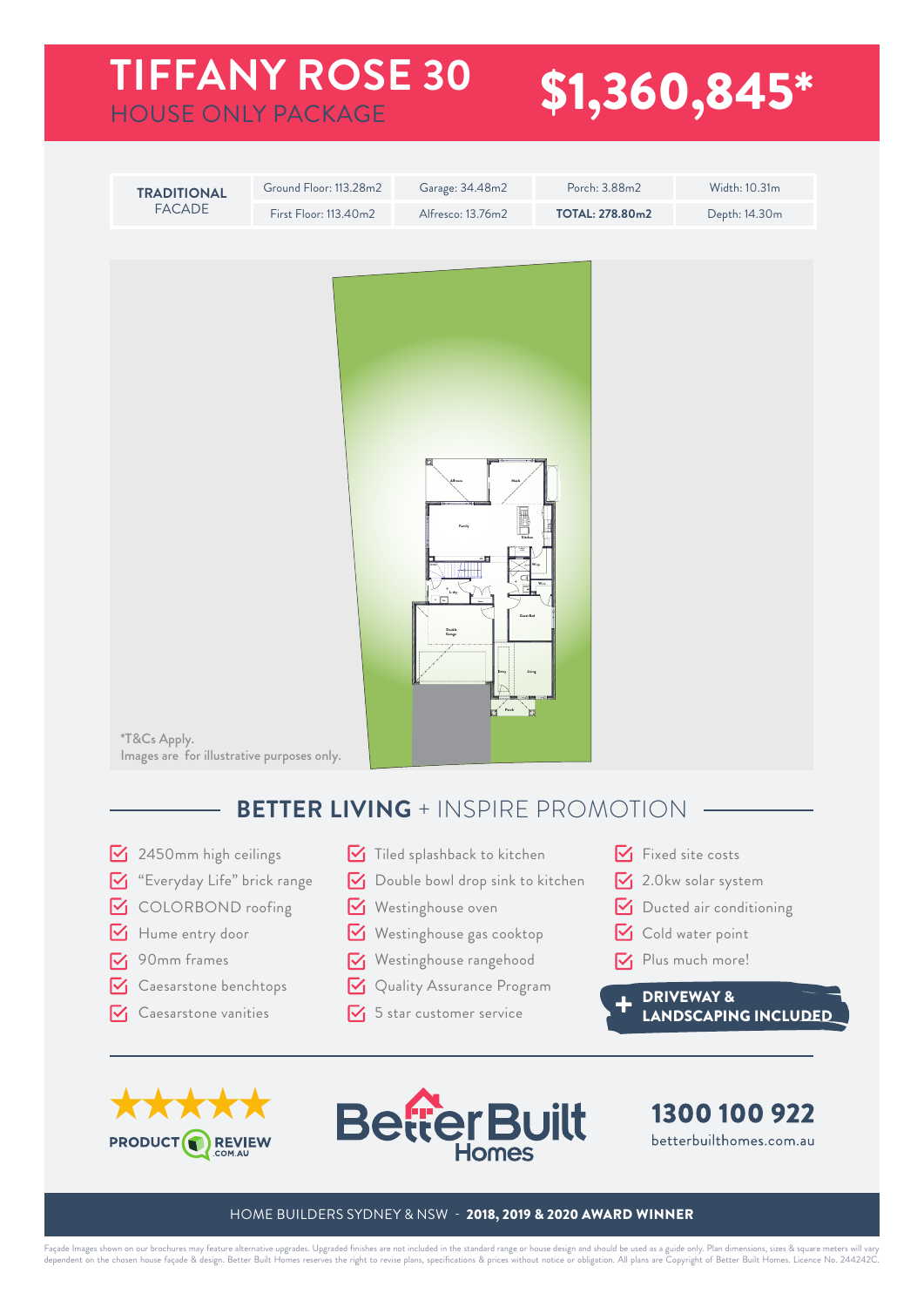# TIFFANY ROSE 30

## HOUSE ONLY PACKAGE

## $1,360,845*

| | | | | |
|---|---|---|---|---|
| **TRADITIONAL** FACADE | Ground Floor: 113.28m2 | Garage: 34.48m2 | Porch: 3.88m2 | Width: 10.31m |
| | First Floor: 113.40m2 | Alfresco: 13.76m2 | **TOTAL: 278.80m2** | Depth: 14.30m |

*T&Cs Apply.
Images are for illustrative purposes only.

## BETTER LIVING + INSPIRE PROMOTION

- 2450mm high ceilings
- "Everyday Life" brick range
- COLORBOND roofing
- Hume entry door
- 90mm frames
- Caesarstone benchtops
- Caesarstone vanities
- Tiled splashback to kitchen
- Double bowl drop sink to kitchen
- Westinghouse oven
- Westinghouse gas cooktop
- Westinghouse rangehood
- Quality Assurance Program
- 5 star customer service
- Fixed site costs
- 2.0kw solar system
- Ducted air conditioning
- Cold water point
- Plus much more!

**+ DRIVEWAY & LANDSCAPING INCLUDED**

PRODUCT REVIEW .COM.AU

BetterBuilt Homes

**1300 100 922**
betterbuilthomes.com.au

HOME BUILDERS SYDNEY & NSW - **2018, 2019 & 2020 AWARD WINNER**

Façade Images shown on our brochures may feature alternative upgrades. Upgraded finishes are not included in the standard range or house design and should be used as a guide only. Plan dimensions, sizes & square meters will vary dependent on the chosen house façade & design. Better Built Homes reserves the right to revise plans, specifications & prices without notice or obligation. All plans are Copyright of Better Built Homes. Licence No. 244242C.